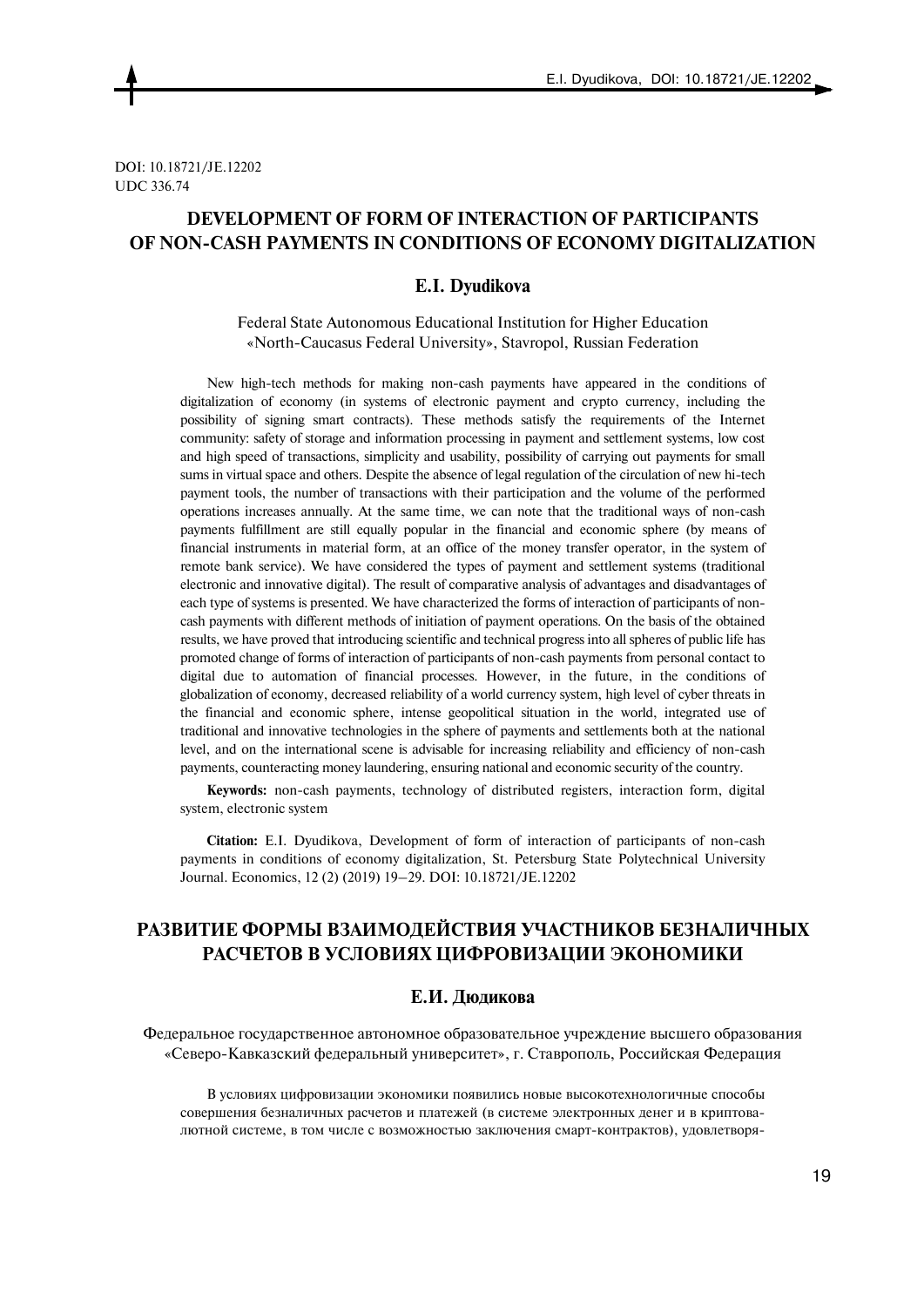DOI: 10.18721/JE.12202
UDC 336.74

# DEVELOPMENT OF FORM OF INTERACTION OF PARTICIPANTS OF NON-CASH PAYMENTS IN CONDITIONS OF ECONOMY DIGITALIZATION

**E.I. Dyudikova**

Federal State Autonomous Educational Institution for Higher Education «North-Caucasus Federal University», Stavropol, Russian Federation

New high-tech methods for making non-cash payments have appeared in the conditions of digitalization of economy (in systems of electronic payment and crypto currency, including the possibility of signing smart contracts). These methods satisfy the requirements of the Internet community: safety of storage and information processing in payment and settlement systems, low cost and high speed of transactions, simplicity and usability, possibility of carrying out payments for small sums in virtual space and others. Despite the absence of legal regulation of the circulation of new hi-tech payment tools, the number of transactions with their participation and the volume of the performed operations increases annually. At the same time, we can note that the traditional ways of non-cash payments fulfillment are still equally popular in the financial and economic sphere (by means of financial instruments in material form, at an office of the money transfer operator, in the system of remote bank service). We have considered the types of payment and settlement systems (traditional electronic and innovative digital). The result of comparative analysis of advantages and disadvantages of each type of systems is presented. We have characterized the forms of interaction of participants of non-cash payments with different methods of initiation of payment operations. On the basis of the obtained results, we have proved that introducing scientific and technical progress into all spheres of public life has promoted change of forms of interaction of participants of non-cash payments from personal contact to digital due to automation of financial processes. However, in the future, in the conditions of globalization of economy, decreased reliability of a world currency system, high level of cyber threats in the financial and economic sphere, intense geopolitical situation in the world, integrated use of traditional and innovative technologies in the sphere of payments and settlements both at the national level, and on the international scene is advisable for increasing reliability and efficiency of non-cash payments, counteracting money laundering, ensuring national and economic security of the country.

**Keywords:** non-cash payments, technology of distributed registers, interaction form, digital system, electronic system

**Citation:** E.I. Dyudikova, Development of form of interaction of participants of non-cash payments in conditions of economy digitalization, St. Petersburg State Polytechnical University Journal. Economics, 12 (2) (2019) 19–29. DOI: 10.18721/JE.12202

# РАЗВИТИЕ ФОРМЫ ВЗАИМОДЕЙСТВИЯ УЧАСТНИКОВ БЕЗНАЛИЧНЫХ РАСЧЕТОВ В УСЛОВИЯХ ЦИФРОВИЗАЦИИ ЭКОНОМИКИ

**Е.И. Дюдикова**

Федеральное государственное автономное образовательное учреждение высшего образования «Северо-Кавказский федеральный университет», г. Ставрополь, Российская Федерация

В условиях цифровизации экономики появились новые высокотехнологичные способы совершения безналичных расчетов и платежей (в системе электронных денег и в криптовалютной системе, в том числе с возможностью заключения смарт-контрактов), удовлетворя-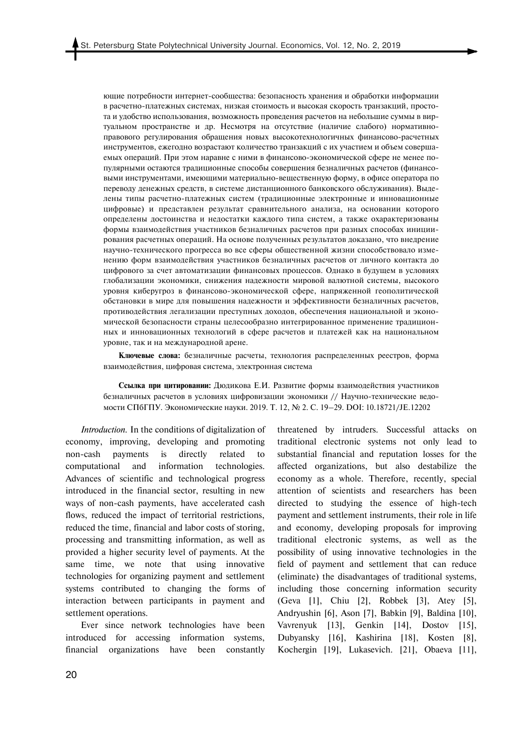ющие потребности интернет-сообщества: безопасность хранения и обработки информации в расчетно-платежных системах, низкая стоимость и высокая скорость транзакций, простота и удобство использования, возможность проведения расчетов на небольшие суммы в виртуальном пространстве и др. Несмотря на отсутствие (наличие слабого) нормативно-правового регулирования обращения новых высокотехнологичных финансово-расчетных инструментов, ежегодно возрастают количество транзакций с их участием и объем совершаемых операций. При этом наравне с ними в финансово-экономической сфере не менее популярными остаются традиционные способы совершения безналичных расчетов (финансовыми инструментами, имеющими материально-вещественную форму, в офисе оператора по переводу денежных средств, в системе дистанционного банковского обслуживания). Выделены типы расчетно-платежных систем (традиционные электронные и инновационные цифровые) и представлен результат сравнительного анализа, на основании которого определены достоинства и недостатки каждого типа систем, а также охарактеризованы формы взаимодействия участников безналичных расчетов при разных способах инициирования расчетных операций. На основе полученных результатов доказано, что внедрение научно-технического прогресса во все сферы общественной жизни способствовало изменению форм взаимодействия участников безналичных расчетов от личного контакта до цифрового за счет автоматизации финансовых процессов. Однако в будущем в условиях глобализации экономики, снижения надежности мировой валютной системы, высокого уровня киберугроз в финансово-экономической сфере, напряженной геополитической обстановки в мире для повышения надежности и эффективности безналичных расчетов, противодействия легализации преступных доходов, обеспечения национальной и экономической безопасности страны целесообразно интегрированное применение традиционных и инновационных технологий в сфере расчетов и платежей как на национальном уровне, так и на международной арене.

**Ключевые слова:** безналичные расчеты, технология распределенных реестров, форма взаимодействия, цифровая система, электронная система

**Ссылка при цитировании:** Дюдикова Е.И. Развитие формы взаимодействия участников безналичных расчетов в условиях цифровизации экономики // Научно-технические ведомости СПбГПУ. Экономические науки. 2019. Т. 12, № 2. С. 19–29. DOI: 10.18721/JE.12202

*Introduction.* In the conditions of digitalization of economy, improving, developing and promoting non-cash payments is directly related to computational and information technologies. Advances of scientific and technological progress introduced in the financial sector, resulting in new ways of non-cash payments, have accelerated cash flows, reduced the impact of territorial restrictions, reduced the time, financial and labor costs of storing, processing and transmitting information, as well as provided a higher security level of payments. At the same time, we note that using innovative technologies for organizing payment and settlement systems contributed to changing the forms of interaction between participants in payment and settlement operations.

Ever since network technologies have been introduced for accessing information systems, financial organizations have been constantly threatened by intruders. Successful attacks on traditional electronic systems not only lead to substantial financial and reputation losses for the affected organizations, but also destabilize the economy as a whole. Therefore, recently, special attention of scientists and researchers has been directed to studying the essence of high-tech payment and settlement instruments, their role in life and economy, developing proposals for improving traditional electronic systems, as well as the possibility of using innovative technologies in the field of payment and settlement that can reduce (eliminate) the disadvantages of traditional systems, including those concerning information security (Geva [1], Chiu [2], Robbek [3], Atey [5], Andryushin [6], Ason [7], Babkin [9], Baldina [10], Vavrenyuk [13], Genkin [14], Dostov [15], Dubyansky [16], Kashirina [18], Kosten [8], Kochergin [19], Lukasevich. [21], Obaeva [11],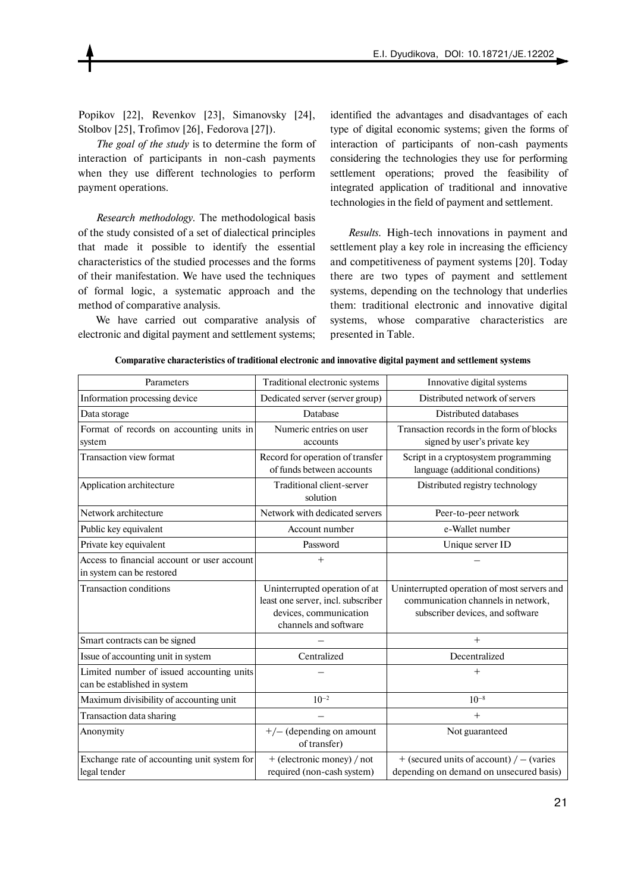Popikov [22], Revenkov [23], Simanovsky [24], Stolbov [25], Trofimov [26], Fedorova [27]).

*The goal of the study* is to determine the form of interaction of participants in non-cash payments when they use different technologies to perform payment operations.

*Research methodology.* The methodological basis of the study consisted of a set of dialectical principles that made it possible to identify the essential characteristics of the studied processes and the forms of their manifestation. We have used the techniques of formal logic, a systematic approach and the method of comparative analysis.

We have carried out comparative analysis of electronic and digital payment and settlement systems; identified the advantages and disadvantages of each type of digital economic systems; given the forms of interaction of participants of non-cash payments considering the technologies they use for performing settlement operations; proved the feasibility of integrated application of traditional and innovative technologies in the field of payment and settlement.

*Results.* High-tech innovations in payment and settlement play a key role in increasing the efficiency and competitiveness of payment systems [20]. Today there are two types of payment and settlement systems, depending on the technology that underlies them: traditional electronic and innovative digital systems, whose comparative characteristics are presented in Table.

**Comparative characteristics of traditional electronic and innovative digital payment and settlement systems**

| Parameters | Traditional electronic systems | Innovative digital systems |
|---|---|---|
| Information processing device | Dedicated server (server group) | Distributed network of servers |
| Data storage | Database | Distributed databases |
| Format of records on accounting units in system | Numeric entries on user accounts | Transaction records in the form of blocks signed by user's private key |
| Transaction view format | Record for operation of transfer of funds between accounts | Script in a cryptosystem programming language (additional conditions) |
| Application architecture | Traditional client-server solution | Distributed registry technology |
| Network architecture | Network with dedicated servers | Peer-to-peer network |
| Public key equivalent | Account number | e-Wallet number |
| Private key equivalent | Password | Unique server ID |
| Access to financial account or user account in system can be restored | + | – |
| Transaction conditions | Uninterrupted operation of at least one server, incl. subscriber devices, communication channels and software | Uninterrupted operation of most servers and communication channels in network, subscriber devices, and software |
| Smart contracts can be signed | – | + |
| Issue of accounting unit in system | Centralized | Decentralized |
| Limited number of issued accounting units can be established in system | – | + |
| Maximum divisibility of accounting unit | $10^{-2}$ | $10^{-8}$ |
| Transaction data sharing | – | + |
| Anonymity | +/– (depending on amount of transfer) | Not guaranteed |
| Exchange rate of accounting unit system for legal tender | + (electronic money) / not required (non-cash system) | + (secured units of account) / – (varies depending on demand on unsecured basis) |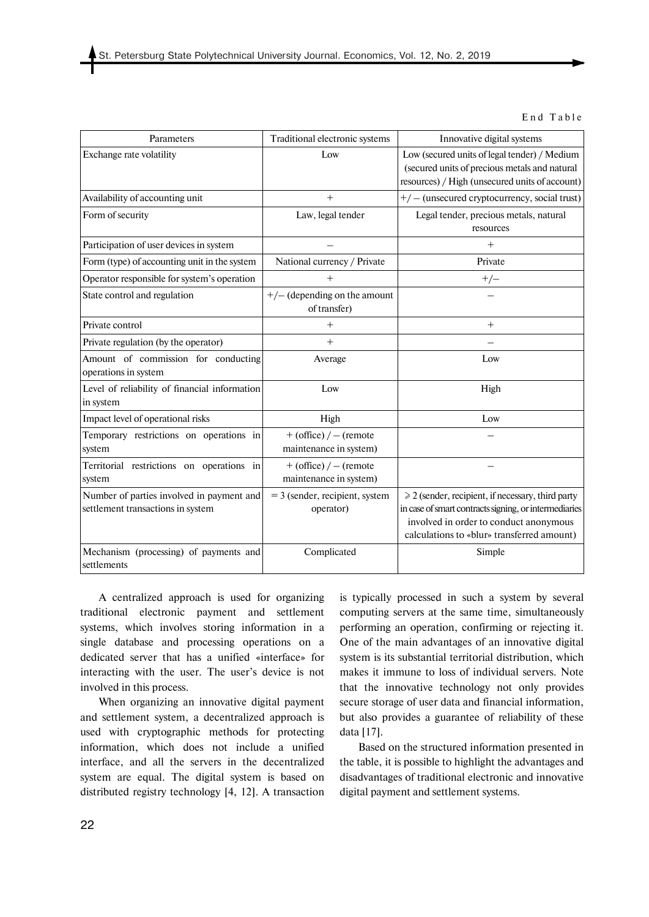End Table

| Parameters | Traditional electronic systems | Innovative digital systems |
| --- | --- | --- |
| Exchange rate volatility | Low | Low (secured units of legal tender) / Medium (secured units of precious metals and natural resources) / High (unsecured units of account) |
| Availability of accounting unit | + | +/ – (unsecured cryptocurrency, social trust) |
| Form of security | Law, legal tender | Legal tender, precious metals, natural resources |
| Participation of user devices in system | – | + |
| Form (type) of accounting unit in the system | National currency / Private | Private |
| Operator responsible for system's operation | + | +/– |
| State control and regulation | +/– (depending on the amount of transfer) | – |
| Private control | + | + |
| Private regulation (by the operator) | + | – |
| Amount of commission for conducting operations in system | Average | Low |
| Level of reliability of financial information in system | Low | High |
| Impact level of operational risks | High | Low |
| Temporary restrictions on operations in system | + (office) / – (remote maintenance in system) | – |
| Territorial restrictions on operations in system | + (office) / – (remote maintenance in system) | – |
| Number of parties involved in payment and settlement transactions in system | = 3 (sender, recipient, system operator) | ⩾ 2 (sender, recipient, if necessary, third party in case of smart contracts signing, or intermediaries involved in order to conduct anonymous calculations to «blur» transferred amount) |
| Mechanism (processing) of payments and settlements | Complicated | Simple |

A centralized approach is used for organizing traditional electronic payment and settlement systems, which involves storing information in a single database and processing operations on a dedicated server that has a unified «interface» for interacting with the user. The user's device is not involved in this process.

When organizing an innovative digital payment and settlement system, a decentralized approach is used with cryptographic methods for protecting information, which does not include a unified interface, and all the servers in the decentralized system are equal. The digital system is based on distributed registry technology [4, 12]. A transaction is typically processed in such a system by several computing servers at the same time, simultaneously performing an operation, confirming or rejecting it. One of the main advantages of an innovative digital system is its substantial territorial distribution, which makes it immune to loss of individual servers. Note that the innovative technology not only provides secure storage of user data and financial information, but also provides a guarantee of reliability of these data [17].

Based on the structured information presented in the table, it is possible to highlight the advantages and disadvantages of traditional electronic and innovative digital payment and settlement systems.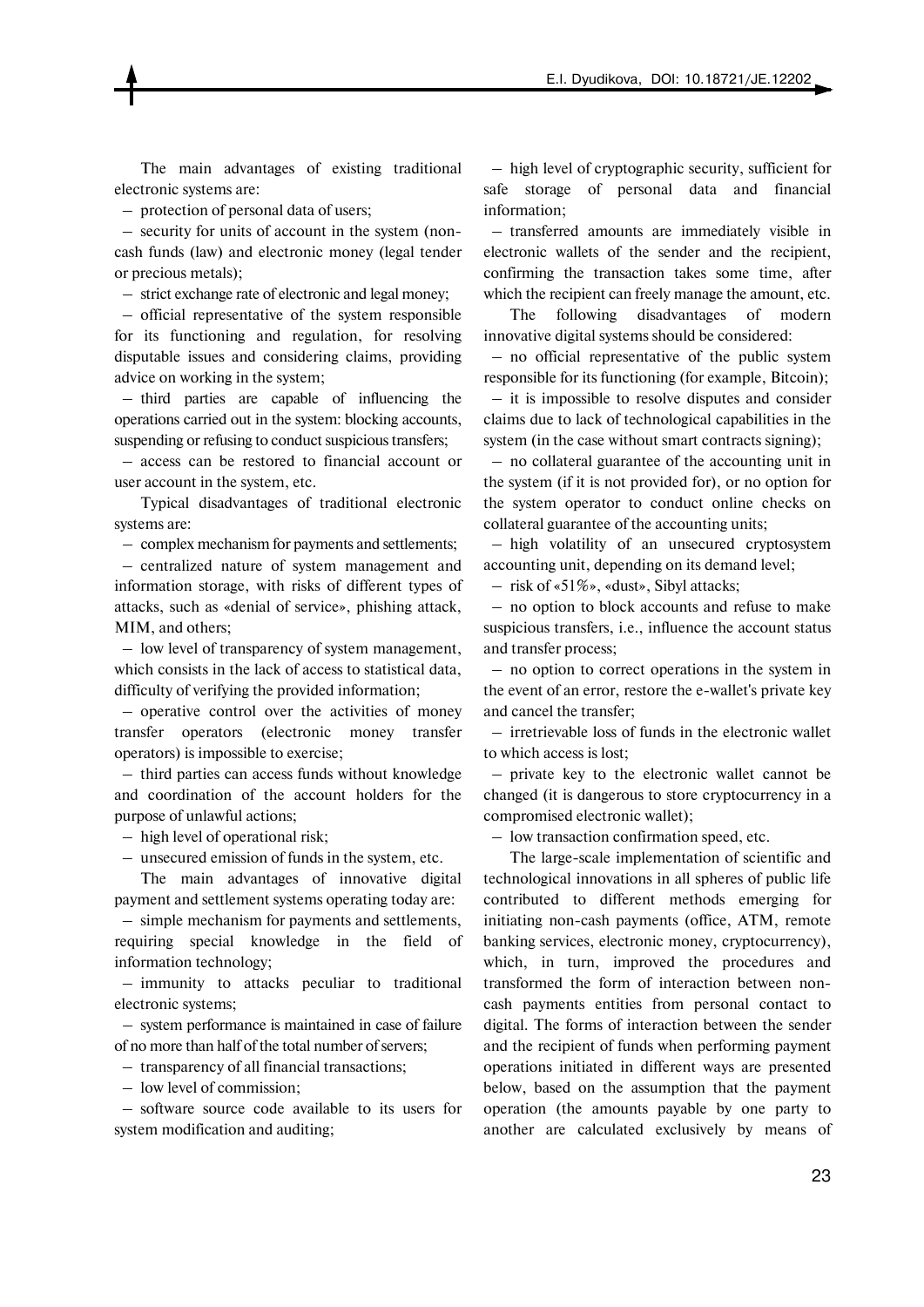The main advantages of existing traditional electronic systems are:

– protection of personal data of users;

– security for units of account in the system (non-cash funds (law) and electronic money (legal tender or precious metals);

– strict exchange rate of electronic and legal money;

– official representative of the system responsible for its functioning and regulation, for resolving disputable issues and considering claims, providing advice on working in the system;

– third parties are capable of influencing the operations carried out in the system: blocking accounts, suspending or refusing to conduct suspicious transfers;

– access can be restored to financial account or user account in the system, etc.

Typical disadvantages of traditional electronic systems are:

– complex mechanism for payments and settlements;

– centralized nature of system management and information storage, with risks of different types of attacks, such as «denial of service», phishing attack, MIM, and others;

– low level of transparency of system management, which consists in the lack of access to statistical data, difficulty of verifying the provided information;

– operative control over the activities of money transfer operators (electronic money transfer operators) is impossible to exercise;

– third parties can access funds without knowledge and coordination of the account holders for the purpose of unlawful actions;

– high level of operational risk;

– unsecured emission of funds in the system, etc.

The main advantages of innovative digital payment and settlement systems operating today are:

– simple mechanism for payments and settlements, requiring special knowledge in the field of information technology;

– immunity to attacks peculiar to traditional electronic systems;

– system performance is maintained in case of failure of no more than half of the total number of servers;

– transparency of all financial transactions;

– low level of commission;

– software source code available to its users for system modification and auditing;

– high level of cryptographic security, sufficient for safe storage of personal data and financial information;

– transferred amounts are immediately visible in electronic wallets of the sender and the recipient, confirming the transaction takes some time, after which the recipient can freely manage the amount, etc.

The following disadvantages of modern innovative digital systems should be considered:

– no official representative of the public system responsible for its functioning (for example, Bitcoin);

– it is impossible to resolve disputes and consider claims due to lack of technological capabilities in the system (in the case without smart contracts signing);

– no collateral guarantee of the accounting unit in the system (if it is not provided for), or no option for the system operator to conduct online checks on collateral guarantee of the accounting units;

– high volatility of an unsecured cryptosystem accounting unit, depending on its demand level;

– risk of «51%», «dust», Sibyl attacks;

– no option to block accounts and refuse to make suspicious transfers, i.e., influence the account status and transfer process;

– no option to correct operations in the system in the event of an error, restore the e-wallet's private key and cancel the transfer;

– irretrievable loss of funds in the electronic wallet to which access is lost;

– private key to the electronic wallet cannot be changed (it is dangerous to store cryptocurrency in a compromised electronic wallet);

– low transaction confirmation speed, etc.

The large-scale implementation of scientific and technological innovations in all spheres of public life contributed to different methods emerging for initiating non-cash payments (office, ATM, remote banking services, electronic money, cryptocurrency), which, in turn, improved the procedures and transformed the form of interaction between non-cash payments entities from personal contact to digital. The forms of interaction between the sender and the recipient of funds when performing payment operations initiated in different ways are presented below, based on the assumption that the payment operation (the amounts payable by one party to another are calculated exclusively by means of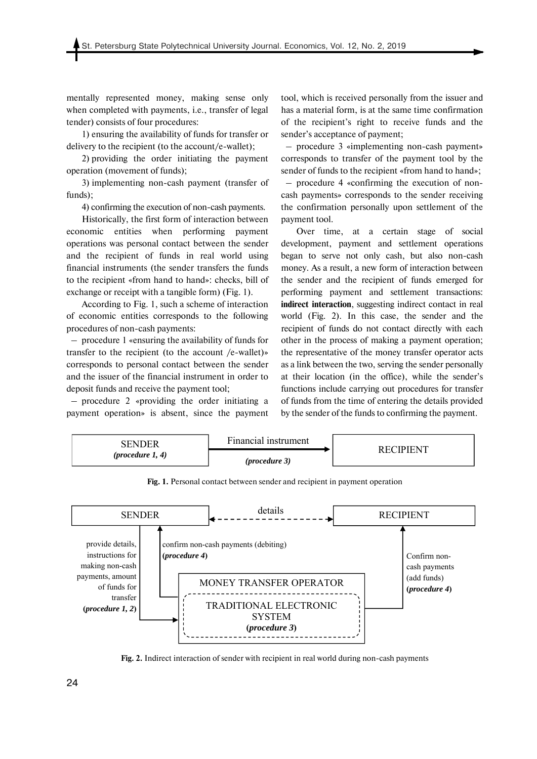mentally represented money, making sense only when completed with payments, i.e., transfer of legal tender) consists of four procedures:

1) ensuring the availability of funds for transfer or delivery to the recipient (to the account/e-wallet);

2) providing the order initiating the payment operation (movement of funds);

3) implementing non-cash payment (transfer of funds);

4) confirming the execution of non-cash payments.

Historically, the first form of interaction between economic entities when performing payment operations was personal contact between the sender and the recipient of funds in real world using financial instruments (the sender transfers the funds to the recipient «from hand to hand»: checks, bill of exchange or receipt with a tangible form) (Fig. 1).

According to Fig. 1, such a scheme of interaction of economic entities corresponds to the following procedures of non-cash payments:

– procedure 1 «ensuring the availability of funds for transfer to the recipient (to the account /e-wallet)» corresponds to personal contact between the sender and the issuer of the financial instrument in order to deposit funds and receive the payment tool;

– procedure 2 «providing the order initiating a payment operation» is absent, since the payment tool, which is received personally from the issuer and has a material form, is at the same time confirmation of the recipient's right to receive funds and the sender's acceptance of payment;

– procedure 3 «implementing non-cash payment» corresponds to transfer of the payment tool by the sender of funds to the recipient «from hand to hand»;

– procedure 4 «confirming the execution of non-cash payments» corresponds to the sender receiving the confirmation personally upon settlement of the payment tool.

Over time, at a certain stage of social development, payment and settlement operations began to serve not only cash, but also non-cash money. As a result, a new form of interaction between the sender and the recipient of funds emerged for performing payment and settlement transactions: **indirect interaction**, suggesting indirect contact in real world (Fig. 2). In this case, the sender and the recipient of funds do not contact directly with each other in the process of making a payment operation; the representative of the money transfer operator acts as a link between the two, serving the sender personally at their location (in the office), while the sender's functions include carrying out procedures for transfer of funds from the time of entering the details provided by the sender of the funds to confirming the payment.

SENDER *(procedure 1, 4)* → Financial instrument *(procedure 3)* → RECIPIENT

**Fig. 1.** Personal contact between sender and recipient in payment operation

SENDER ↔ details ↔ RECIPIENT

SENDER → provide details, instructions for making non-cash payments, amount of funds for transfer **(*procedure 1, 2*)** → MONEY TRANSFER OPERATOR (TRADITIONAL ELECTRONIC SYSTEM **(*procedure 3*)**)

MONEY TRANSFER OPERATOR → confirm non-cash payments (debiting) **(*procedure 4*)** → SENDER

MONEY TRANSFER OPERATOR → Confirm non-cash payments (add funds) **(*procedure 4*)** → RECIPIENT

**Fig. 2.** Indirect interaction of sender with recipient in real world during non-cash payments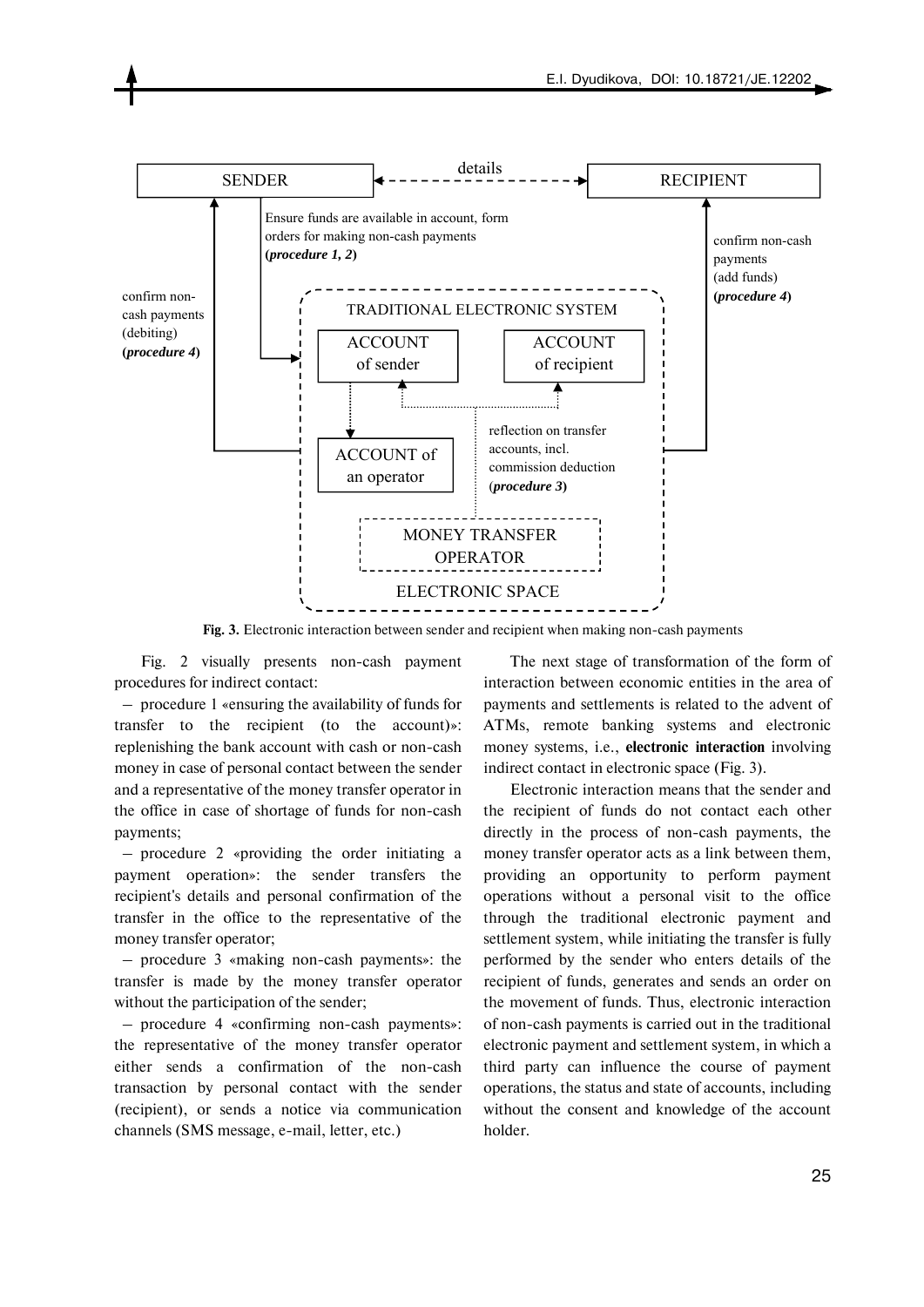**Fig. 3.** Electronic interaction between sender and recipient when making non-cash payments

Fig. 2 visually presents non-cash payment procedures for indirect contact:

– procedure 1 «ensuring the availability of funds for transfer to the recipient (to the account)»: replenishing the bank account with cash or non-cash money in case of personal contact between the sender and a representative of the money transfer operator in the office in case of shortage of funds for non-cash payments;

– procedure 2 «providing the order initiating a payment operation»: the sender transfers the recipient's details and personal confirmation of the transfer in the office to the representative of the money transfer operator;

– procedure 3 «making non-cash payments»: the transfer is made by the money transfer operator without the participation of the sender;

– procedure 4 «confirming non-cash payments»: the representative of the money transfer operator either sends a confirmation of the non-cash transaction by personal contact with the sender (recipient), or sends a notice via communication channels (SMS message, e-mail, letter, etc.)

The next stage of transformation of the form of interaction between economic entities in the area of payments and settlements is related to the advent of ATMs, remote banking systems and electronic money systems, i.e., **electronic interaction** involving indirect contact in electronic space (Fig. 3).

Electronic interaction means that the sender and the recipient of funds do not contact each other directly in the process of non-cash payments, the money transfer operator acts as a link between them, providing an opportunity to perform payment operations without a personal visit to the office through the traditional electronic payment and settlement system, while initiating the transfer is fully performed by the sender who enters details of the recipient of funds, generates and sends an order on the movement of funds. Thus, electronic interaction of non-cash payments is carried out in the traditional electronic payment and settlement system, in which a third party can influence the course of payment operations, the status and state of accounts, including without the consent and knowledge of the account holder.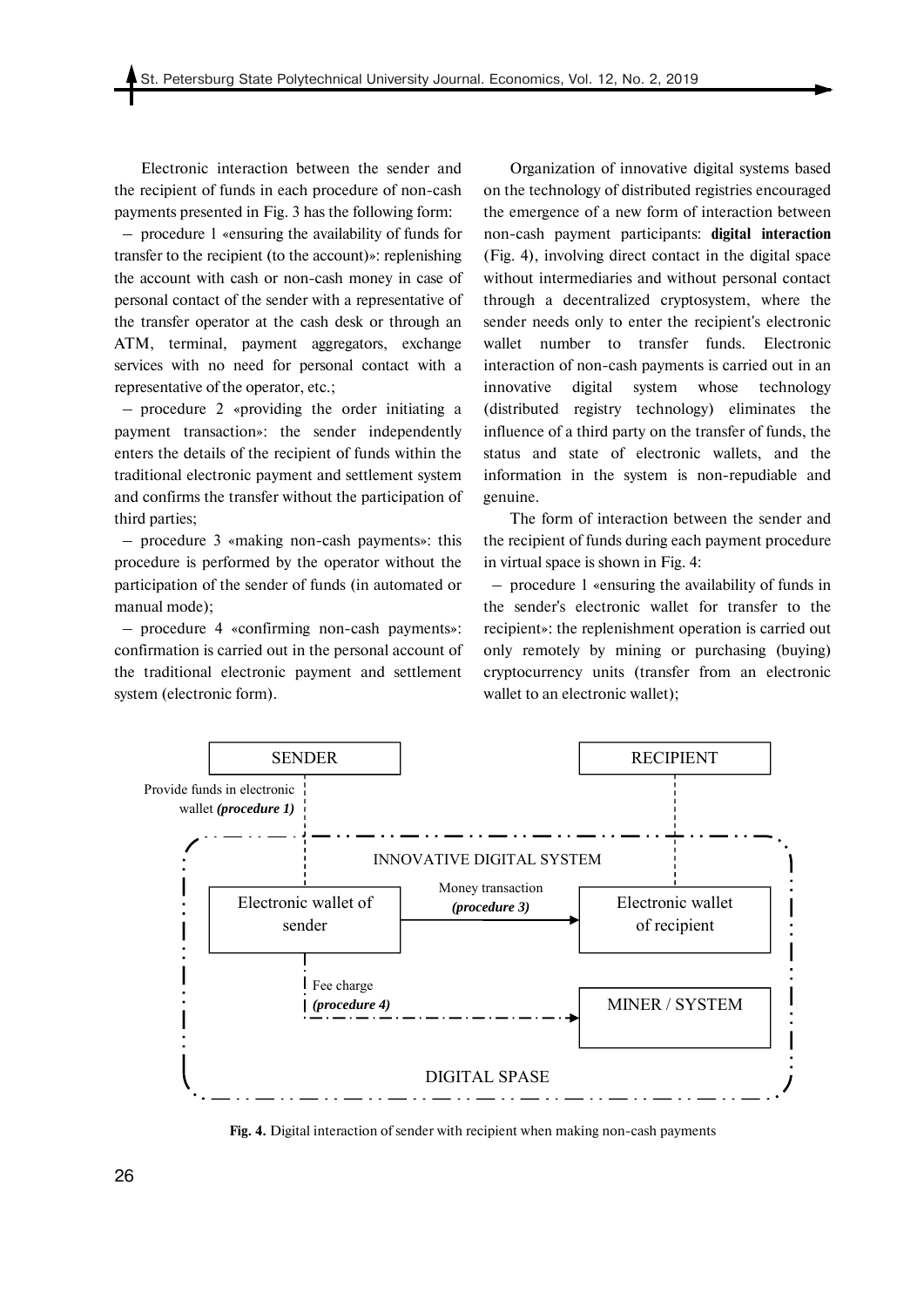Electronic interaction between the sender and the recipient of funds in each procedure of non-cash payments presented in Fig. 3 has the following form:

– procedure 1 «ensuring the availability of funds for transfer to the recipient (to the account)»: replenishing the account with cash or non-cash money in case of personal contact of the sender with a representative of the transfer operator at the cash desk or through an ATM, terminal, payment aggregators, exchange services with no need for personal contact with a representative of the operator, etc.;

– procedure 2 «providing the order initiating a payment transaction»: the sender independently enters the details of the recipient of funds within the traditional electronic payment and settlement system and confirms the transfer without the participation of third parties;

– procedure 3 «making non-cash payments»: this procedure is performed by the operator without the participation of the sender of funds (in automated or manual mode);

– procedure 4 «confirming non-cash payments»: confirmation is carried out in the personal account of the traditional electronic payment and settlement system (electronic form).

Organization of innovative digital systems based on the technology of distributed registries encouraged the emergence of a new form of interaction between non-cash payment participants: **digital interaction** (Fig. 4), involving direct contact in the digital space without intermediaries and without personal contact through a decentralized cryptosystem, where the sender needs only to enter the recipient's electronic wallet number to transfer funds. Electronic interaction of non-cash payments is carried out in an innovative digital system whose technology (distributed registry technology) eliminates the influence of a third party on the transfer of funds, the status and state of electronic wallets, and the information in the system is non-repudiable and genuine.

The form of interaction between the sender and the recipient of funds during each payment procedure in virtual space is shown in Fig. 4:

– procedure 1 «ensuring the availability of funds in the sender's electronic wallet for transfer to the recipient»: the replenishment operation is carried out only remotely by mining or purchasing (buying) cryptocurrency units (transfer from an electronic wallet to an electronic wallet);

SENDER — RECIPIENT

Provide funds in electronic wallet ***(procedure 1)***

INNOVATIVE DIGITAL SYSTEM

Electronic wallet of sender → Money transaction ***(procedure 3)*** → Electronic wallet of recipient

Fee charge ***(procedure 4)*** → MINER / SYSTEM

DIGITAL SPASE

**Fig. 4.** Digital interaction of sender with recipient when making non-cash payments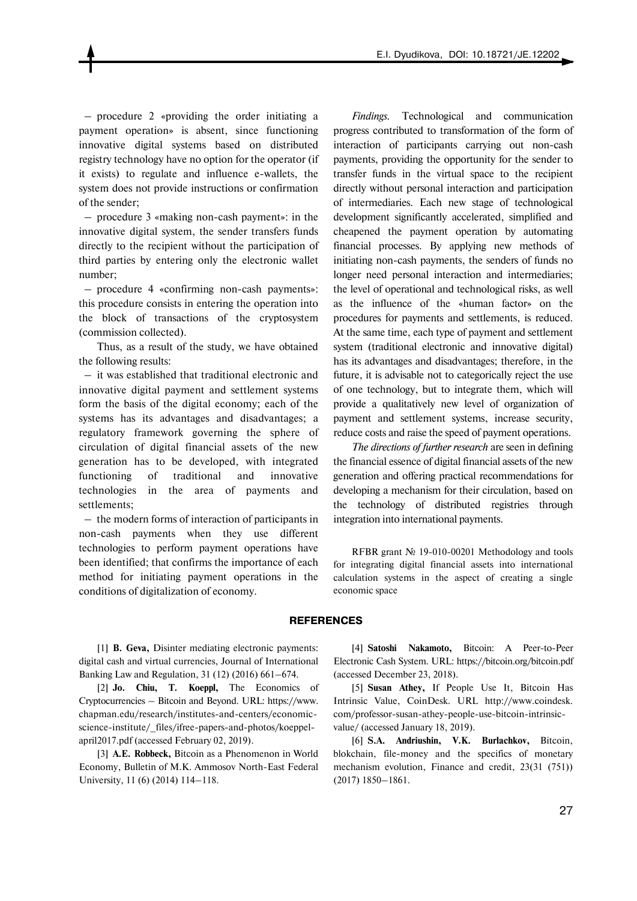– procedure 2 «providing the order initiating a payment operation» is absent, since functioning innovative digital systems based on distributed registry technology have no option for the operator (if it exists) to regulate and influence e-wallets, the system does not provide instructions or confirmation of the sender;

– procedure 3 «making non-cash payment»: in the innovative digital system, the sender transfers funds directly to the recipient without the participation of third parties by entering only the electronic wallet number;

– procedure 4 «confirming non-cash payments»: this procedure consists in entering the operation into the block of transactions of the cryptosystem (commission collected).

Thus, as a result of the study, we have obtained the following results:

– it was established that traditional electronic and innovative digital payment and settlement systems form the basis of the digital economy; each of the systems has its advantages and disadvantages; a regulatory framework governing the sphere of circulation of digital financial assets of the new generation has to be developed, with integrated functioning of traditional and innovative technologies in the area of payments and settlements;

– the modern forms of interaction of participants in non-cash payments when they use different technologies to perform payment operations have been identified; that confirms the importance of each method for initiating payment operations in the conditions of digitalization of economy.

*Findings.* Technological and communication progress contributed to transformation of the form of interaction of participants carrying out non-cash payments, providing the opportunity for the sender to transfer funds in the virtual space to the recipient directly without personal interaction and participation of intermediaries. Each new stage of technological development significantly accelerated, simplified and cheapened the payment operation by automating financial processes. By applying new methods of initiating non-cash payments, the senders of funds no longer need personal interaction and intermediaries; the level of operational and technological risks, as well as the influence of the «human factor» on the procedures for payments and settlements, is reduced. At the same time, each type of payment and settlement system (traditional electronic and innovative digital) has its advantages and disadvantages; therefore, in the future, it is advisable not to categorically reject the use of one technology, but to integrate them, which will provide a qualitatively new level of organization of payment and settlement systems, increase security, reduce costs and raise the speed of payment operations.

*The directions of further research* are seen in defining the financial essence of digital financial assets of the new generation and offering practical recommendations for developing a mechanism for their circulation, based on the technology of distributed registries through integration into international payments.

RFBR grant № 19-010-00201 Methodology and tools for integrating digital financial assets into international calculation systems in the aspect of creating a single economic space

## REFERENCES

[1] **B. Geva,** Disinter mediating electronic payments: digital cash and virtual currencies, Journal of International Banking Law and Regulation, 31 (12) (2016) 661–674.

[2] **Jo. Chiu, T. Koeppl,** The Economics of Cryptocurrencies – Bitcoin and Beyond. URL: https://www.chapman.edu/research/institutes-and-centers/economic-science-institute/_files/ifree-papers-and-photos/koeppel-april2017.pdf (accessed February 02, 2019).

[3] **A.E. Robbeck,** Bitcoin as a Phenomenon in World Economy, Bulletin of M.K. Ammosov North-East Federal University, 11 (6) (2014) 114–118.

[4] **Satoshi Nakamoto,** Bitcoin: A Peer-to-Peer Electronic Cash System. URL: https://bitcoin.org/bitcoin.pdf (accessed December 23, 2018).

[5] **Susan Athey,** If People Use It, Bitcoin Has Intrinsic Value, CoinDesk. URL http://www.coindesk.com/professor-susan-athey-people-use-bitcoin-intrinsic-value/ (accessed January 18, 2019).

[6] **S.A. Andriushin, V.K. Burlachkov,** Bitcoin, blokchain, file-money and the specifics of monetary mechanism evolution, Finance and credit, 23(31 (751)) (2017) 1850–1861.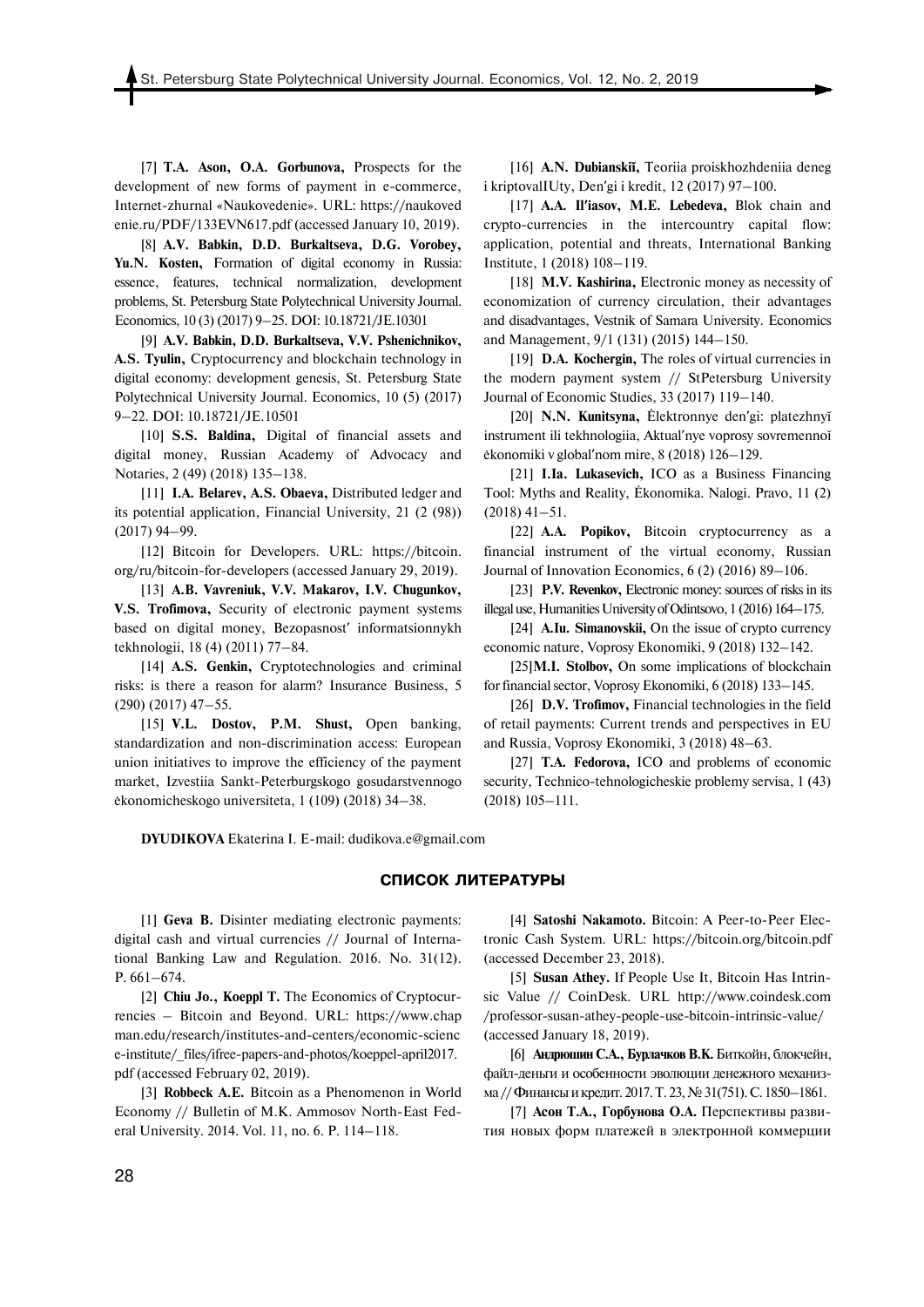[7] **T.A. Ason, O.A. Gorbunova,** Prospects for the development of new forms of payment in e-commerce, Internet-zhurnal «Naukovedenie». URL: https://naukovedenie.ru/PDF/133EVN617.pdf (accessed January 10, 2019).

[8] **A.V. Babkin, D.D. Burkaltseva, D.G. Vorobey, Yu.N. Kosten,** Formation of digital economy in Russia: essence, features, technical normalization, development problems, St. Petersburg State Polytechnical University Journal. Economics, 10 (3) (2017) 9–25. DOI: 10.18721/JE.10301

[9] **A.V. Babkin, D.D. Burkaltseva, V.V. Pshenichnikov, A.S. Tyulin,** Cryptocurrency and blockchain technology in digital economy: development genesis, St. Petersburg State Polytechnical University Journal. Economics, 10 (5) (2017) 9–22. DOI: 10.18721/JE.10501

[10] **S.S. Baldina,** Digital of financial assets and digital money, Russian Academy of Advocacy and Notaries, 2 (49) (2018) 135–138.

[11] **I.A. Belarev, A.S. Obaeva,** Distributed ledger and its potential application, Financial University, 21 (2 (98)) (2017) 94–99.

[12] Bitcoin for Developers. URL: https://bitcoin.org/ru/bitcoin-for-developers (accessed January 29, 2019).

[13] **A.B. Vavreniuk, V.V. Makarov, I.V. Chugunkov, V.S. Trofimova,** Security of electronic payment systems based on digital money, Bezopasnost′ informatsionnykh tekhnologii, 18 (4) (2011) 77–84.

[14] **A.S. Genkin,** Cryptotechnologies and criminal risks: is there a reason for alarm? Insurance Business, 5 (290) (2017) 47–55.

[15] **V.L. Dostov, P.M. Shust,** Open banking, standardization and non-discrimination access: European union initiatives to improve the efficiency of the payment market, Izvestiia Sankt-Peterburgskogo gosudarstvennogo ėkonomicheskogo universiteta, 1 (109) (2018) 34–38.

[16] **A.N. Dubianskiĭ,** Teoriia proiskhozhdeniia deneg i kriptovalIUty, Den′gi i kredit, 12 (2017) 97–100.

[17] **A.A. Il′iasov, M.E. Lebedeva,** Blok chain and crypto-currencies in the intercountry capital flow: application, potential and threats, International Banking Institute, 1 (2018) 108–119.

[18] **M.V. Kashirina,** Electronic money as necessity of economization of currency circulation, their advantages and disadvantages, Vestnik of Samara University. Economics and Management, 9/1 (131) (2015) 144–150.

[19] **D.A. Kochergin,** The roles of virtual currencies in the modern payment system // StPetersburg University Journal of Economic Studies, 33 (2017) 119–140.

[20] **N.N. Kunitsyna,** Ėlektronnye den′gi: platezhnyĭ instrument ili tekhnologiia, Aktual′nye voprosy sovremennoĭ ėkonomiki v global′nom mire, 8 (2018) 126–129.

[21] **I.Ia. Lukasevich,** ICO as a Business Financing Tool: Myths and Reality, Ėkonomika. Nalogi. Pravo, 11 (2) (2018) 41–51.

[22] **A.A. Popikov,** Bitcoin cryptocurrency as a financial instrument of the virtual economy, Russian Journal of Innovation Economics, 6 (2) (2016) 89–106.

[23] **P.V. Revenkov,** Electronic money: sources of risks in its illegal use, Humanities University of Odintsovo, 1 (2016) 164–175.

[24] **A.Iu. Simanovskii,** On the issue of crypto currency economic nature, Voprosy Ekonomiki, 9 (2018) 132–142.

[25] **M.I. Stolbov,** On some implications of blockchain for financial sector, Voprosy Ekonomiki, 6 (2018) 133–145.

[26] **D.V. Trofimov,** Financial technologies in the field of retail payments: Current trends and perspectives in EU and Russia, Voprosy Ekonomiki, 3 (2018) 48–63.

[27] **T.A. Fedorova,** ICO and problems of economic security, Technico-tehnologicheskie problemy servisa, 1 (43) (2018) 105–111.

**DYUDIKOVA** Ekaterina I. E-mail: dudikova.e@gmail.com

## СПИСОК ЛИТЕРАТУРЫ

[1] **Geva B.** Disinter mediating electronic payments: digital cash and virtual currencies // Journal of International Banking Law and Regulation. 2016. No. 31(12). P. 661–674.

[2] **Chiu Jo., Koeppl T.** The Economics of Cryptocurrencies – Bitcoin and Beyond. URL: https://www.chapman.edu/research/institutes-and-centers/economic-science-institute/_files/ifree-papers-and-photos/koeppel-april2017.pdf (accessed February 02, 2019).

[3] **Robbeck A.E.** Bitcoin as a Phenomenon in World Economy // Bulletin of M.K. Ammosov North-East Federal University. 2014. Vol. 11, no. 6. P. 114–118.

[4] **Satoshi Nakamoto.** Bitcoin: A Peer-to-Peer Electronic Cash System. URL: https://bitcoin.org/bitcoin.pdf (accessed December 23, 2018).

[5] **Susan Athey.** If People Use It, Bitcoin Has Intrinsic Value // CoinDesk. URL http://www.coindesk.com/professor-susan-athey-people-use-bitcoin-intrinsic-value/ (accessed January 18, 2019).

[6] **Андрюшин С.А., Бурлачков В.К.** Биткойн, блокчейн, файл-деньги и особенности эволюции денежного механизма // Финансы и кредит. 2017. Т. 23, № 31(751). С. 1850–1861.

[7] **Асон Т.А., Горбунова О.А.** Перспективы развития новых форм платежей в электронной коммерции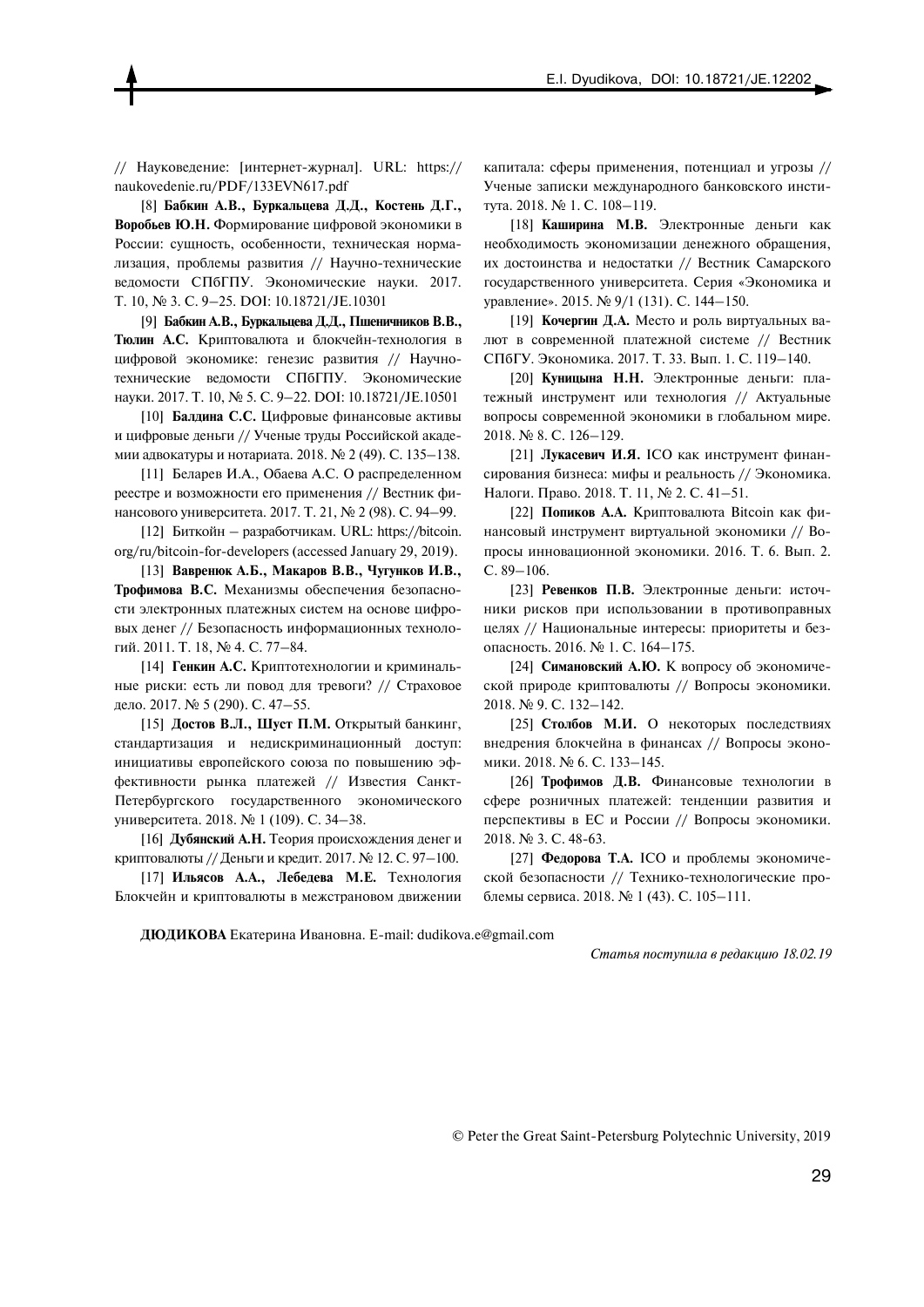// Науковедение: [интернет-журнал]. URL: https://naukovedenie.ru/PDF/133EVN617.pdf

[8] **Бабкин А.В., Буркальцева Д.Д., Костень Д.Г., Воробьев Ю.Н.** Формирование цифровой экономики в России: сущность, особенности, техническая нормализация, проблемы развития // Научно-технические ведомости СПбГПУ. Экономические науки. 2017. Т. 10, № 3. С. 9–25. DOI: 10.18721/JE.10301

[9] **Бабкин А.В., Буркальцева Д.Д., Пшеничников В.В., Тюлин А.С.** Криптовалюта и блокчейн-технология в цифровой экономике: генезис развития // Научно-технические ведомости СПбГПУ. Экономические науки. 2017. Т. 10, № 5. С. 9–22. DOI: 10.18721/JE.10501

[10] **Балдина С.С.** Цифровые финансовые активы и цифровые деньги // Ученые труды Российской академии адвокатуры и нотариата. 2018. № 2 (49). С. 135–138.

[11] Беларев И.А., Обаева А.С. О распределенном реестре и возможности его применения // Вестник финансового университета. 2017. Т. 21, № 2 (98). С. 94–99.

[12] Биткойн – разработчикам. URL: https://bitcoin.org/ru/bitcoin-for-developers (accessed January 29, 2019).

[13] **Вавренюк А.Б., Макаров В.В., Чугунков И.В., Трофимова В.С.** Механизмы обеспечения безопасности электронных платежных систем на основе цифровых денег // Безопасность информационных технологий. 2011. Т. 18, № 4. С. 77–84.

[14] **Генкин А.С.** Криптотехнологии и криминальные риски: есть ли повод для тревоги? // Страховое дело. 2017. № 5 (290). С. 47–55.

[15] **Достов В.Л., Шуст П.М.** Открытый банкинг, стандартизация и недискриминационный доступ: инициативы европейского союза по повышению эффективности рынка платежей // Известия Санкт-Петербургского государственного экономического университета. 2018. № 1 (109). С. 34–38.

[16] **Дубянский А.Н.** Теория происхождения денег и криптовалюты // Деньги и кредит. 2017. № 12. С. 97–100.

[17] **Ильясов А.А., Лебедева М.Е.** Технология Блокчейн и криптовалюты в межстрановом движении капитала: сферы применения, потенциал и угрозы // Ученые записки международного банковского института. 2018. № 1. С. 108–119.

[18] **Каширина М.В.** Электронные деньги как необходимость экономизации денежного обращения, их достоинства и недостатки // Вестник Самарского государственного университета. Серия «Экономика и уравление». 2015. № 9/1 (131). С. 144–150.

[19] **Кочергин Д.А.** Место и роль виртуальных валют в современной платежной системе // Вестник СПбГУ. Экономика. 2017. Т. 33. Вып. 1. С. 119–140.

[20] **Куницына Н.Н.** Электронные деньги: платежный инструмент или технология // Актуальные вопросы современной экономики в глобальном мире. 2018. № 8. С. 126–129.

[21] **Лукасевич И.Я.** ICO как инструмент финансирования бизнеса: мифы и реальность // Экономика. Налоги. Право. 2018. Т. 11, № 2. С. 41–51.

[22] **Попиков А.А.** Криптовалюта Bitcoin как финансовый инструмент виртуальной экономики // Вопросы инновационной экономики. 2016. Т. 6. Вып. 2. С. 89–106.

[23] **Ревенков П.В.** Электронные деньги: источники рисков при использовании в противоправных целях // Национальные интересы: приоритеты и безопасность. 2016. № 1. С. 164–175.

[24] **Симановский А.Ю.** К вопросу об экономической природе криптовалюты // Вопросы экономики. 2018. № 9. С. 132–142.

[25] **Столбов М.И.** О некоторых последствиях внедрения блокчейна в финансах // Вопросы экономики. 2018. № 6. С. 133–145.

[26] **Трофимов Д.В.** Финансовые технологии в сфере розничных платежей: тенденции развития и перспективы в ЕС и России // Вопросы экономики. 2018. № 3. С. 48-63.

[27] **Федорова Т.А.** ICO и проблемы экономической безопасности // Технико-технологические проблемы сервиса. 2018. № 1 (43). С. 105–111.

**ДЮДИКОВА** Екатерина Ивановна. E-mail: dudikova.e@gmail.com

*Статья поступила в редакцию 18.02.19*

© Peter the Great Saint-Petersburg Polytechnic University, 2019